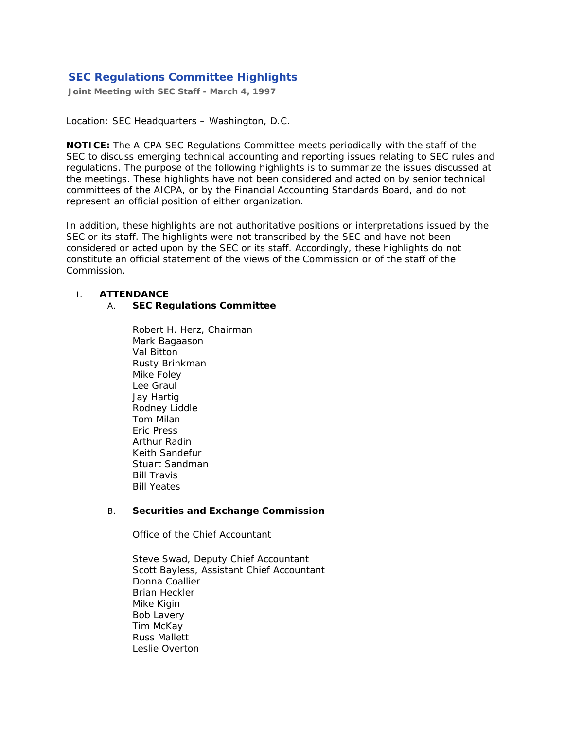# SEC Regulations Committee Highlights

**Joint Meeting with SEC Staff - March 4, 1997**

Location: SEC Headquarters – Washington, D.C.

**NOTICE:** The AICPA SEC Regulations Committee meets periodically with the staff of the SEC to discuss emerging technical accounting and reporting issues relating to SEC rules and regulations. The purpose of the following highlights is to summarize the issues discussed at the meetings. These highlights have not been considered and acted on by senior technical committees of the AICPA, or by the Financial Accounting Standards Board, and do not represent an official position of either organization.

In addition, these highlights are not authoritative positions or interpretations issued by the SEC or its staff. The highlights were not transcribed by the SEC and have not been considered or acted upon by the SEC or its staff. Accordingly, these highlights do not constitute an official statement of the views of the Commission or of the staff of the Commission.

I. **ATTENDANCE**

   A. **SEC Regulations Committee**

      Robert H. Herz, Chairman
      Mark Bagaason
      Val Bitton
      Rusty Brinkman
      Mike Foley
      Lee Graul
      Jay Hartig
      Rodney Liddle
      Tom Milan
      Eric Press
      Arthur Radin
      Keith Sandefur
      Stuart Sandman
      Bill Travis
      Bill Yeates

   B. **Securities and Exchange Commission**

      Office of the Chief Accountant

      Steve Swad, Deputy Chief Accountant
      Scott Bayless, Assistant Chief Accountant
      Donna Coallier
      Brian Heckler
      Mike Kigin
      Bob Lavery
      Tim McKay
      Russ Mallett
      Leslie Overton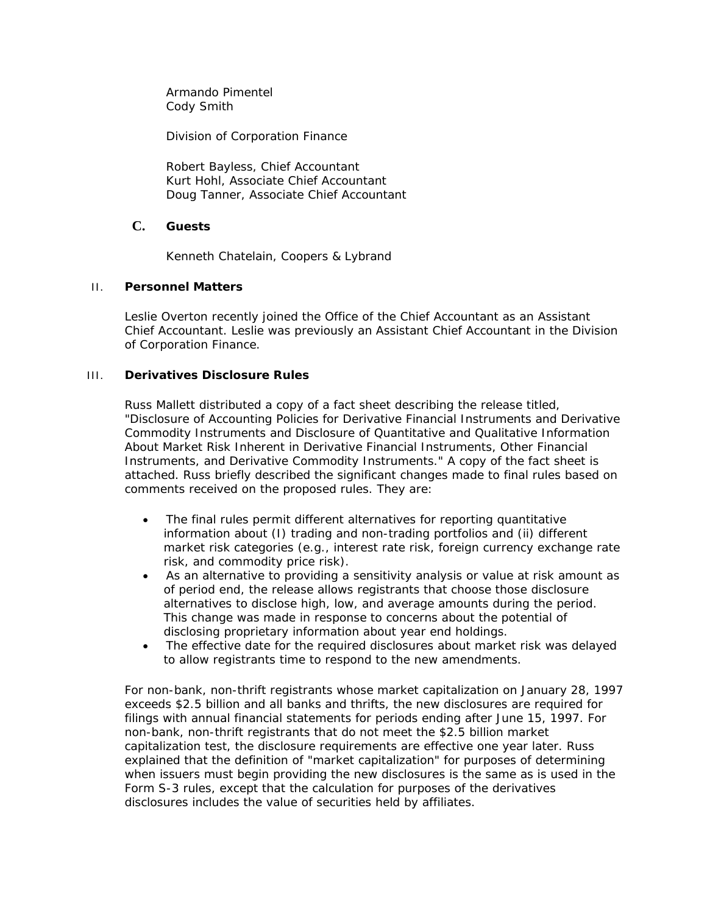Armando Pimentel
Cody Smith

Division of Corporation Finance

Robert Bayless, Chief Accountant
Kurt Hohl, Associate Chief Accountant
Doug Tanner, Associate Chief Accountant

### C. Guests

Kenneth Chatelain, Coopers & Lybrand

## II. Personnel Matters

Leslie Overton recently joined the Office of the Chief Accountant as an Assistant Chief Accountant. Leslie was previously an Assistant Chief Accountant in the Division of Corporation Finance.

## III. Derivatives Disclosure Rules

Russ Mallett distributed a copy of a fact sheet describing the release titled, "Disclosure of Accounting Policies for Derivative Financial Instruments and Derivative Commodity Instruments and Disclosure of Quantitative and Qualitative Information About Market Risk Inherent in Derivative Financial Instruments, Other Financial Instruments, and Derivative Commodity Instruments." A copy of the fact sheet is attached. Russ briefly described the significant changes made to final rules based on comments received on the proposed rules. They are:

- The final rules permit different alternatives for reporting quantitative information about (I) trading and non-trading portfolios and (ii) different market risk categories (e.g., interest rate risk, foreign currency exchange rate risk, and commodity price risk).
- As an alternative to providing a sensitivity analysis or value at risk amount as of period end, the release allows registrants that choose those disclosure alternatives to disclose high, low, and average amounts during the period. This change was made in response to concerns about the potential of disclosing proprietary information about year end holdings.
- The effective date for the required disclosures about market risk was delayed to allow registrants time to respond to the new amendments.

For non-bank, non-thrift registrants whose market capitalization on January 28, 1997 exceeds $2.5 billion and all banks and thrifts, the new disclosures are required for filings with annual financial statements for periods ending after June 15, 1997. For non-bank, non-thrift registrants that do not meet the $2.5 billion market capitalization test, the disclosure requirements are effective one year later. Russ explained that the definition of "market capitalization" for purposes of determining when issuers must begin providing the new disclosures is the same as is used in the Form S-3 rules, except that the calculation for purposes of the derivatives disclosures includes the value of securities held by affiliates.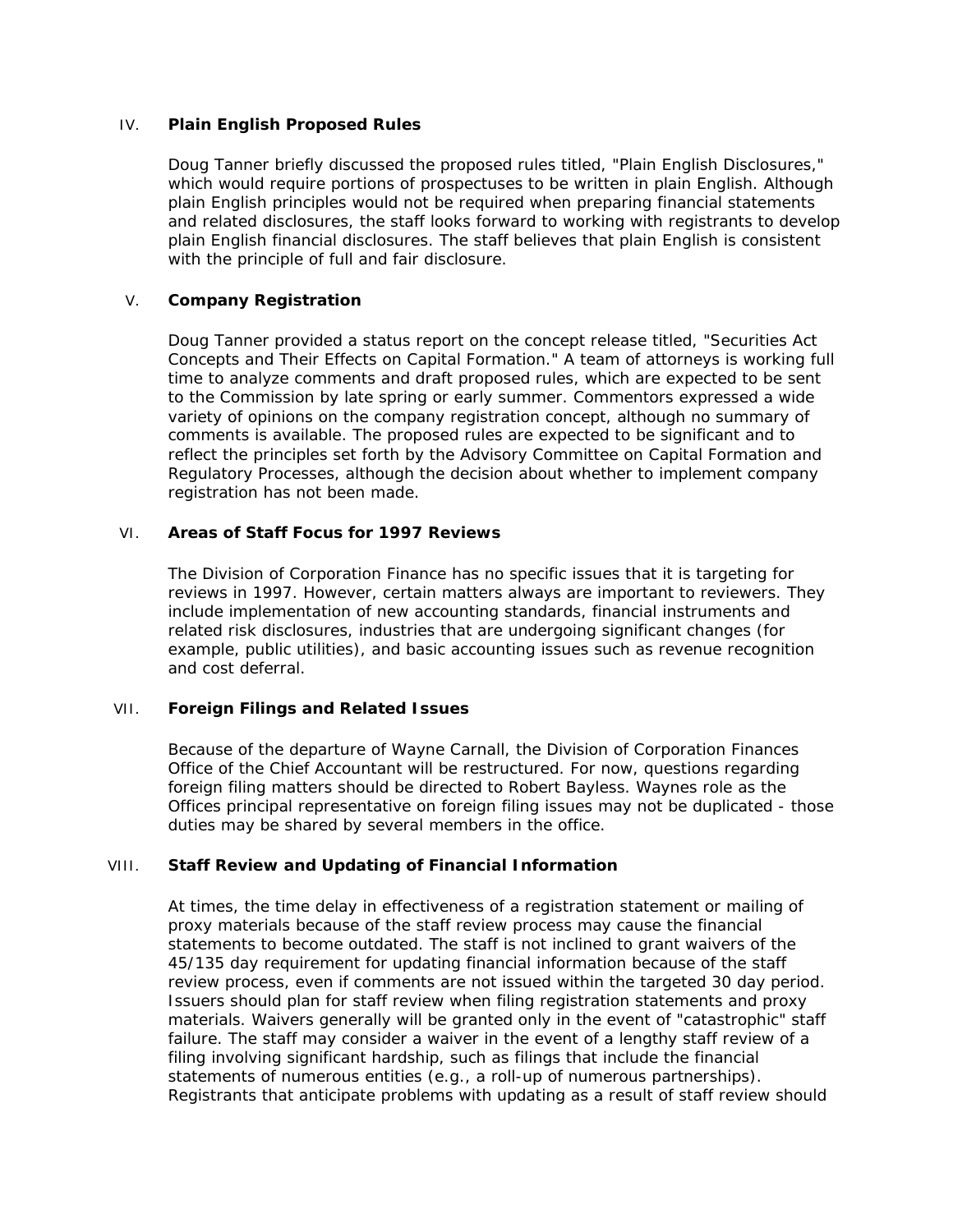## IV. Plain English Proposed Rules

Doug Tanner briefly discussed the proposed rules titled, "Plain English Disclosures," which would require portions of prospectuses to be written in plain English. Although plain English principles would not be required when preparing financial statements and related disclosures, the staff looks forward to working with registrants to develop plain English financial disclosures. The staff believes that plain English is consistent with the principle of full and fair disclosure.

## V. Company Registration

Doug Tanner provided a status report on the concept release titled, "Securities Act Concepts and Their Effects on Capital Formation." A team of attorneys is working full time to analyze comments and draft proposed rules, which are expected to be sent to the Commission by late spring or early summer. Commentors expressed a wide variety of opinions on the company registration concept, although no summary of comments is available. The proposed rules are expected to be significant and to reflect the principles set forth by the Advisory Committee on Capital Formation and Regulatory Processes, although the decision about whether to implement company registration has not been made.

## VI. Areas of Staff Focus for 1997 Reviews

The Division of Corporation Finance has no specific issues that it is targeting for reviews in 1997. However, certain matters always are important to reviewers. They include implementation of new accounting standards, financial instruments and related risk disclosures, industries that are undergoing significant changes (for example, public utilities), and basic accounting issues such as revenue recognition and cost deferral.

## VII. Foreign Filings and Related Issues

Because of the departure of Wayne Carnall, the Division of Corporation Finances Office of the Chief Accountant will be restructured. For now, questions regarding foreign filing matters should be directed to Robert Bayless. Waynes role as the Offices principal representative on foreign filing issues may not be duplicated - those duties may be shared by several members in the office.

## VIII. Staff Review and Updating of Financial Information

At times, the time delay in effectiveness of a registration statement or mailing of proxy materials because of the staff review process may cause the financial statements to become outdated. The staff is not inclined to grant waivers of the 45/135 day requirement for updating financial information because of the staff review process, even if comments are not issued within the targeted 30 day period. Issuers should plan for staff review when filing registration statements and proxy materials. Waivers generally will be granted only in the event of "catastrophic" staff failure. The staff may consider a waiver in the event of a lengthy staff review of a filing involving significant hardship, such as filings that include the financial statements of numerous entities (e.g., a roll-up of numerous partnerships). Registrants that anticipate problems with updating as a result of staff review should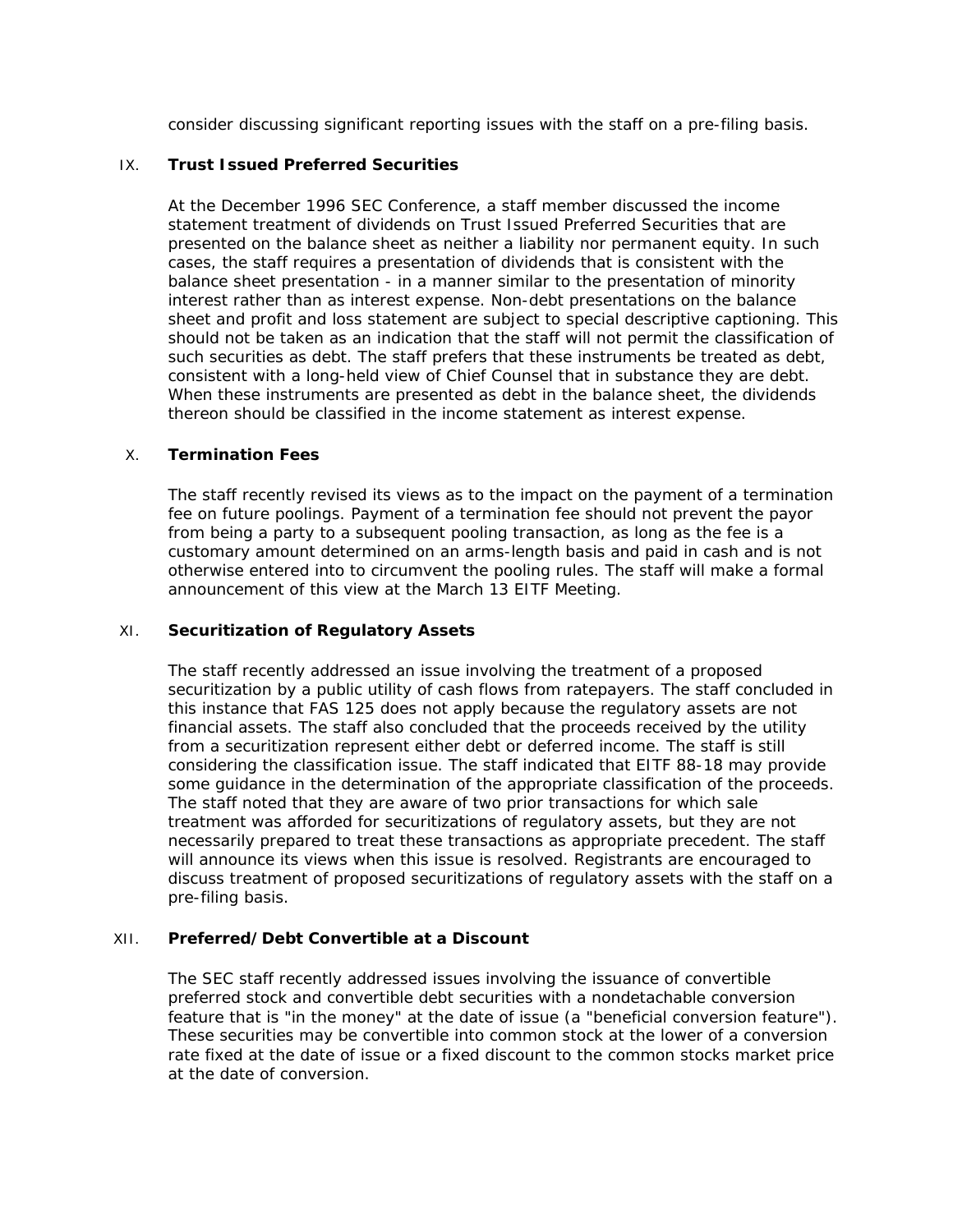consider discussing significant reporting issues with the staff on a pre-filing basis.

## IX. Trust Issued Preferred Securities

At the December 1996 SEC Conference, a staff member discussed the income statement treatment of dividends on Trust Issued Preferred Securities that are presented on the balance sheet as neither a liability nor permanent equity. In such cases, the staff requires a presentation of dividends that is consistent with the balance sheet presentation - in a manner similar to the presentation of minority interest rather than as interest expense. Non-debt presentations on the balance sheet and profit and loss statement are subject to special descriptive captioning. This should not be taken as an indication that the staff will not permit the classification of such securities as debt. The staff prefers that these instruments be treated as debt, consistent with a long-held view of Chief Counsel that in substance they are debt. When these instruments are presented as debt in the balance sheet, the dividends thereon should be classified in the income statement as interest expense.

## X. Termination Fees

The staff recently revised its views as to the impact on the payment of a termination fee on future poolings. Payment of a termination fee should not prevent the payor from being a party to a subsequent pooling transaction, as long as the fee is a customary amount determined on an arms-length basis and paid in cash and is not otherwise entered into to circumvent the pooling rules. The staff will make a formal announcement of this view at the March 13 EITF Meeting.

## XI. Securitization of Regulatory Assets

The staff recently addressed an issue involving the treatment of a proposed securitization by a public utility of cash flows from ratepayers. The staff concluded in this instance that FAS 125 does not apply because the regulatory assets are not financial assets. The staff also concluded that the proceeds received by the utility from a securitization represent either debt or deferred income. The staff is still considering the classification issue. The staff indicated that EITF 88-18 may provide some guidance in the determination of the appropriate classification of the proceeds. The staff noted that they are aware of two prior transactions for which sale treatment was afforded for securitizations of regulatory assets, but they are not necessarily prepared to treat these transactions as appropriate precedent. The staff will announce its views when this issue is resolved. Registrants are encouraged to discuss treatment of proposed securitizations of regulatory assets with the staff on a pre-filing basis.

## XII. Preferred/Debt Convertible at a Discount

The SEC staff recently addressed issues involving the issuance of convertible preferred stock and convertible debt securities with a nondetachable conversion feature that is "in the money" at the date of issue (a "beneficial conversion feature"). These securities may be convertible into common stock at the lower of a conversion rate fixed at the date of issue or a fixed discount to the common stocks market price at the date of conversion.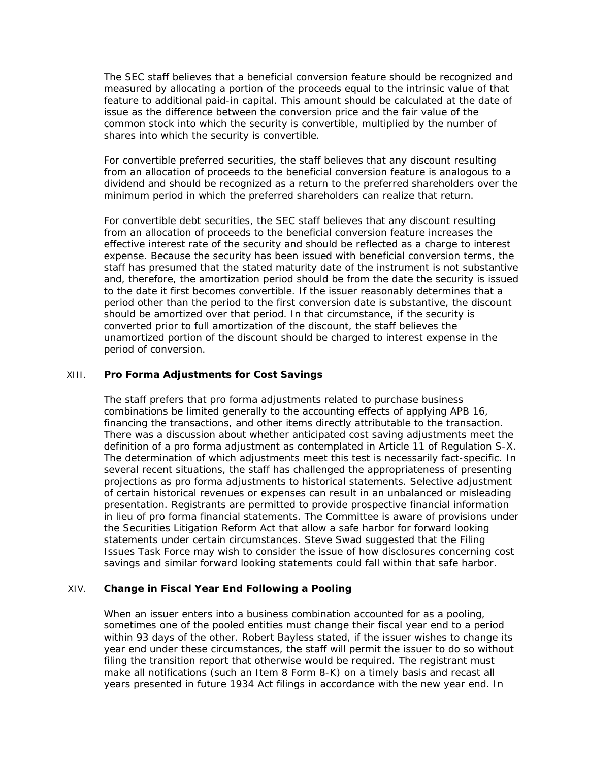The SEC staff believes that a beneficial conversion feature should be recognized and measured by allocating a portion of the proceeds equal to the intrinsic value of that feature to additional paid-in capital. This amount should be calculated at the date of issue as the difference between the conversion price and the fair value of the common stock into which the security is convertible, multiplied by the number of shares into which the security is convertible.

For convertible preferred securities, the staff believes that any discount resulting from an allocation of proceeds to the beneficial conversion feature is analogous to a dividend and should be recognized as a return to the preferred shareholders over the minimum period in which the preferred shareholders can realize that return.

For convertible debt securities, the SEC staff believes that any discount resulting from an allocation of proceeds to the beneficial conversion feature increases the effective interest rate of the security and should be reflected as a charge to interest expense. Because the security has been issued with beneficial conversion terms, the staff has presumed that the stated maturity date of the instrument is not substantive and, therefore, the amortization period should be from the date the security is issued to the date it first becomes convertible. If the issuer reasonably determines that a period other than the period to the first conversion date is substantive, the discount should be amortized over that period. In that circumstance, if the security is converted prior to full amortization of the discount, the staff believes the unamortized portion of the discount should be charged to interest expense in the period of conversion.

## XIII. **Pro Forma Adjustments for Cost Savings**

The staff prefers that pro forma adjustments related to purchase business combinations be limited generally to the accounting effects of applying APB 16, financing the transactions, and other items directly attributable to the transaction. There was a discussion about whether anticipated cost saving adjustments meet the definition of a pro forma adjustment as contemplated in Article 11 of Regulation S-X. The determination of which adjustments meet this test is necessarily fact-specific. In several recent situations, the staff has challenged the appropriateness of presenting projections as pro forma adjustments to historical statements. Selective adjustment of certain historical revenues or expenses can result in an unbalanced or misleading presentation. Registrants are permitted to provide prospective financial information in lieu of pro forma financial statements. The Committee is aware of provisions under the Securities Litigation Reform Act that allow a safe harbor for forward looking statements under certain circumstances. Steve Swad suggested that the Filing Issues Task Force may wish to consider the issue of how disclosures concerning cost savings and similar forward looking statements could fall within that safe harbor.

## XIV. **Change in Fiscal Year End Following a Pooling**

When an issuer enters into a business combination accounted for as a pooling, sometimes one of the pooled entities must change their fiscal year end to a period within 93 days of the other. Robert Bayless stated, if the issuer wishes to change its year end under these circumstances, the staff will permit the issuer to do so without filing the transition report that otherwise would be required. The registrant must make all notifications (such an Item 8 Form 8-K) on a timely basis and recast all years presented in future 1934 Act filings in accordance with the new year end. In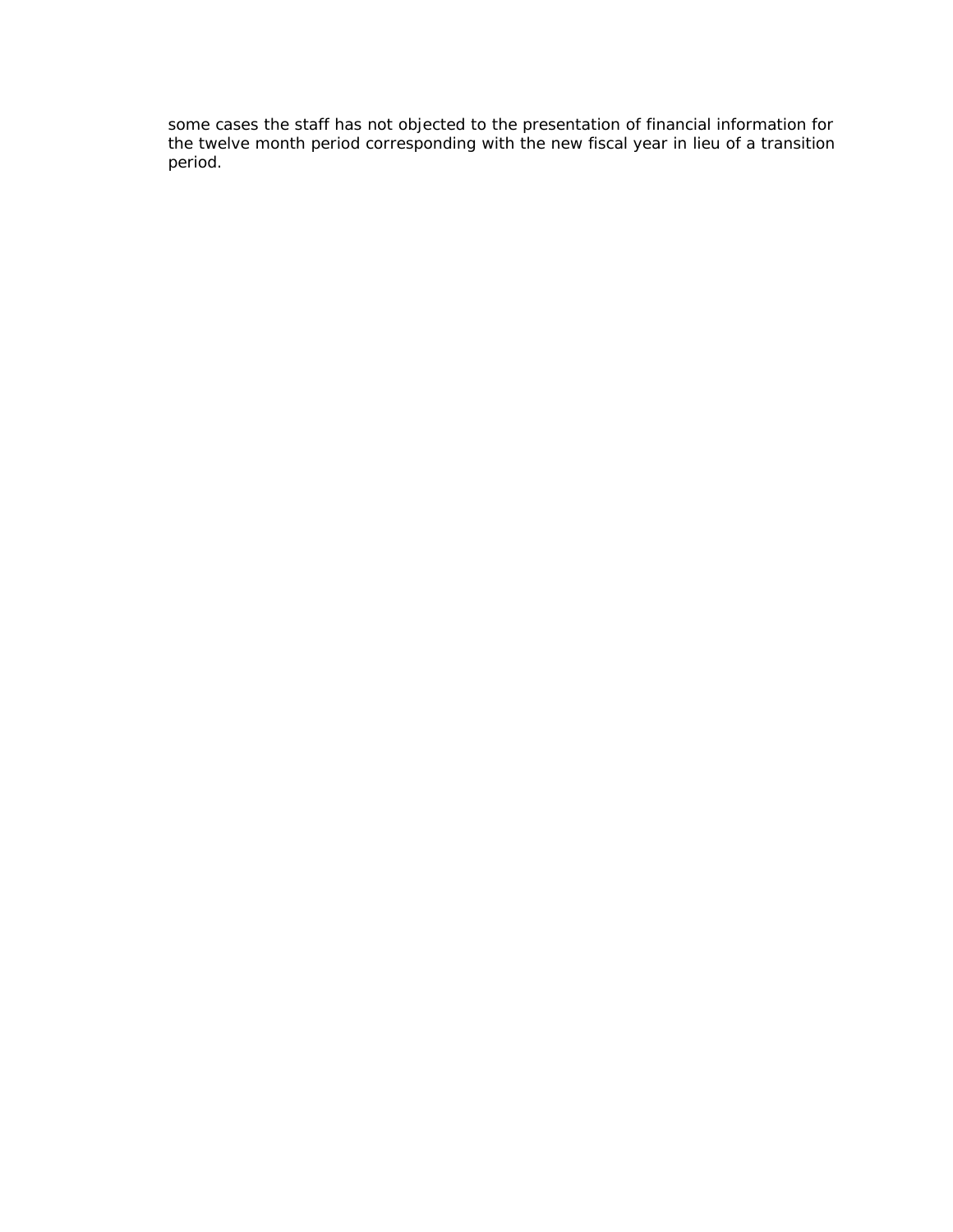some cases the staff has not objected to the presentation of financial information for the twelve month period corresponding with the new fiscal year in lieu of a transition period.